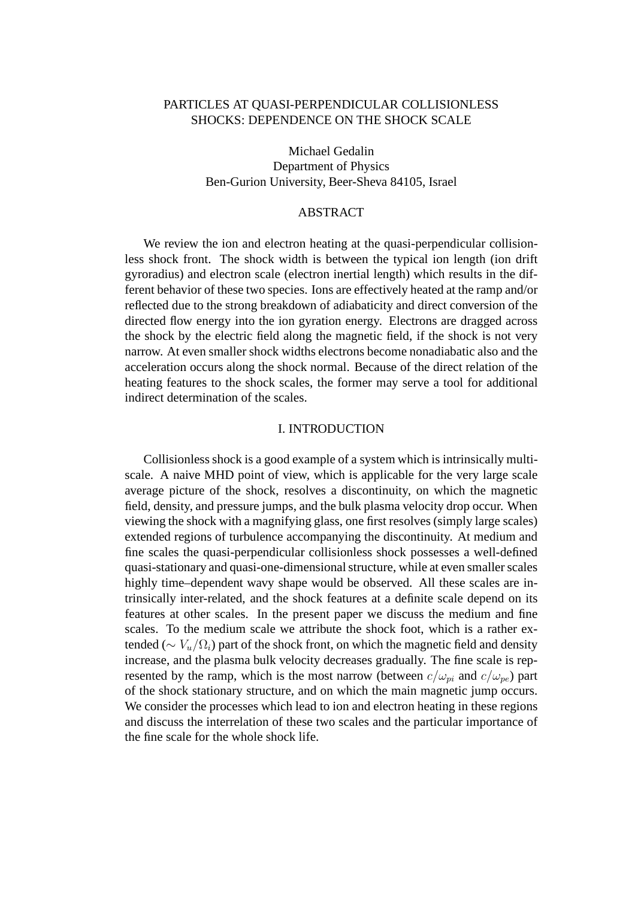# PARTICLES AT QUASI-PERPENDICULAR COLLISIONLESS SHOCKS: DEPENDENCE ON THE SHOCK SCALE

Michael Gedalin
Department of Physics
Ben-Gurion University, Beer-Sheva 84105, Israel

## ABSTRACT

We review the ion and electron heating at the quasi-perpendicular collisionless shock front. The shock width is between the typical ion length (ion drift gyroradius) and electron scale (electron inertial length) which results in the different behavior of these two species. Ions are effectively heated at the ramp and/or reflected due to the strong breakdown of adiabaticity and direct conversion of the directed flow energy into the ion gyration energy. Electrons are dragged across the shock by the electric field along the magnetic field, if the shock is not very narrow. At even smaller shock widths electrons become nonadiabatic also and the acceleration occurs along the shock normal. Because of the direct relation of the heating features to the shock scales, the former may serve a tool for additional indirect determination of the scales.

## I. INTRODUCTION

Collisionless shock is a good example of a system which is intrinsically multi-scale. A naive MHD point of view, which is applicable for the very large scale average picture of the shock, resolves a discontinuity, on which the magnetic field, density, and pressure jumps, and the bulk plasma velocity drop occur. When viewing the shock with a magnifying glass, one first resolves (simply large scales) extended regions of turbulence accompanying the discontinuity. At medium and fine scales the quasi-perpendicular collisionless shock possesses a well-defined quasi-stationary and quasi-one-dimensional structure, while at even smaller scales highly time–dependent wavy shape would be observed. All these scales are intrinsically inter-related, and the shock features at a definite scale depend on its features at other scales. In the present paper we discuss the medium and fine scales. To the medium scale we attribute the shock foot, which is a rather extended ($\sim V_u/\Omega_i$) part of the shock front, on which the magnetic field and density increase, and the plasma bulk velocity decreases gradually. The fine scale is represented by the ramp, which is the most narrow (between $c/\omega_{pi}$ and $c/\omega_{pe}$) part of the shock stationary structure, and on which the main magnetic jump occurs. We consider the processes which lead to ion and electron heating in these regions and discuss the interrelation of these two scales and the particular importance of the fine scale for the whole shock life.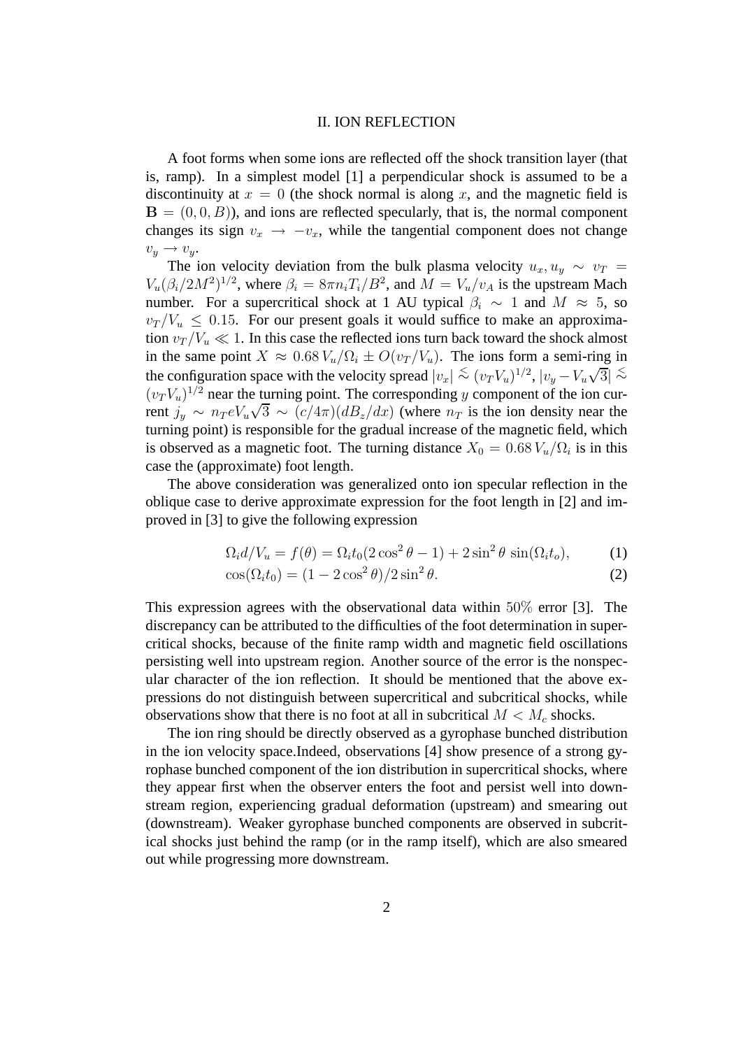## II. ION REFLECTION

A foot forms when some ions are reflected off the shock transition layer (that is, ramp). In a simplest model [1] a perpendicular shock is assumed to be a discontinuity at $x = 0$ (the shock normal is along $x$, and the magnetic field is $\mathbf{B} = (0, 0, B)$), and ions are reflected specularly, that is, the normal component changes its sign $v_x \rightarrow -v_x$, while the tangential component does not change $v_y \rightarrow v_y$.

The ion velocity deviation from the bulk plasma velocity $u_x, u_y \sim v_T = V_u(\beta_i/2M^2)^{1/2}$, where $\beta_i = 8\pi n_i T_i/B^2$, and $M = V_u/v_A$ is the upstream Mach number. For a supercritical shock at 1 AU typical $\beta_i \sim 1$ and $M \approx 5$, so $v_T/V_u \leq 0.15$. For our present goals it would suffice to make an approximation $v_T/V_u \ll 1$. In this case the reflected ions turn back toward the shock almost in the same point $X \approx 0.68\, V_u/\Omega_i \pm O(v_T/V_u)$. The ions form a semi-ring in the configuration space with the velocity spread $|v_x| \lesssim (v_T V_u)^{1/2}$, $|v_y - V_u\sqrt{3}| \lesssim (v_T V_u)^{1/2}$ near the turning point. The corresponding $y$ component of the ion current $j_y \sim n_T e V_u\sqrt{3} \sim (c/4\pi)(dB_z/dx)$ (where $n_T$ is the ion density near the turning point) is responsible for the gradual increase of the magnetic field, which is observed as a magnetic foot. The turning distance $X_0 = 0.68\, V_u/\Omega_i$ is in this case the (approximate) foot length.

The above consideration was generalized onto ion specular reflection in the oblique case to derive approximate expression for the foot length in [2] and improved in [3] to give the following expression

$$\Omega_i d/V_u = f(\theta) = \Omega_i t_0(2\cos^2\theta - 1) + 2\sin^2\theta\, \sin(\Omega_i t_o), \tag{1}$$

$$\cos(\Omega_i t_0) = (1 - 2\cos^2\theta)/2\sin^2\theta. \tag{2}$$

This expression agrees with the observational data within $50\%$ error [3]. The discrepancy can be attributed to the difficulties of the foot determination in supercritical shocks, because of the finite ramp width and magnetic field oscillations persisting well into upstream region. Another source of the error is the nonspecular character of the ion reflection. It should be mentioned that the above expressions do not distinguish between supercritical and subcritical shocks, while observations show that there is no foot at all in subcritical $M < M_c$ shocks.

The ion ring should be directly observed as a gyrophase bunched distribution in the ion velocity space.Indeed, observations [4] show presence of a strong gyrophase bunched component of the ion distribution in supercritical shocks, where they appear first when the observer enters the foot and persist well into downstream region, experiencing gradual deformation (upstream) and smearing out (downstream). Weaker gyrophase bunched components are observed in subcritical shocks just behind the ramp (or in the ramp itself), which are also smeared out while progressing more downstream.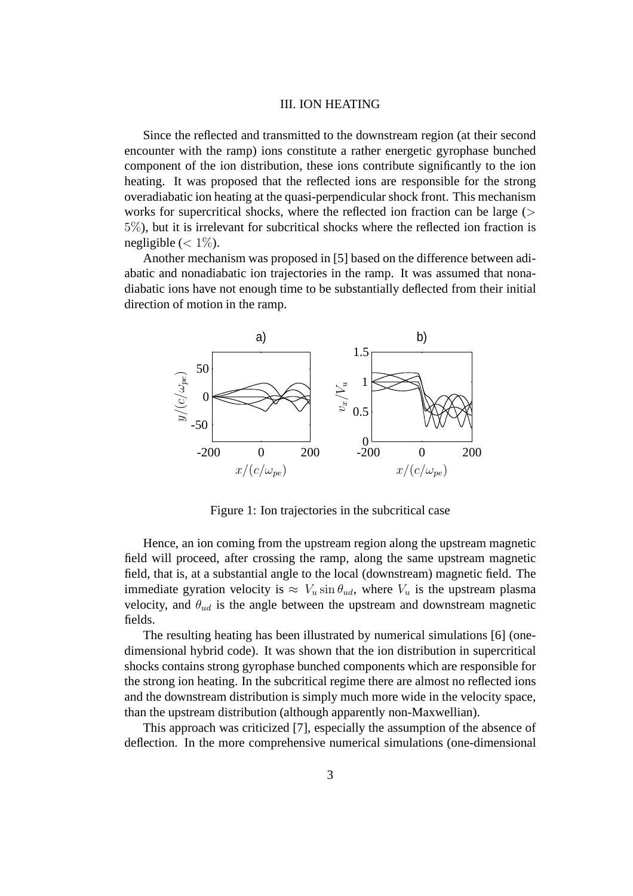## III. ION HEATING

Since the reflected and transmitted to the downstream region (at their second encounter with the ramp) ions constitute a rather energetic gyrophase bunched component of the ion distribution, these ions contribute significantly to the ion heating. It was proposed that the reflected ions are responsible for the strong overadiabatic ion heating at the quasi-perpendicular shock front. This mechanism works for supercritical shocks, where the reflected ion fraction can be large ($> 5\%$), but it is irrelevant for subcritical shocks where the reflected ion fraction is negligible ($< 1\%$).

Another mechanism was proposed in [5] based on the difference between adiabatic and nonadiabatic ion trajectories in the ramp. It was assumed that nonadiabatic ions have not enough time to be substantially deflected from their initial direction of motion in the ramp.

Figure 1: Ion trajectories in the subcritical case

Hence, an ion coming from the upstream region along the upstream magnetic field will proceed, after crossing the ramp, along the same upstream magnetic field, that is, at a substantial angle to the local (downstream) magnetic field. The immediate gyration velocity is $\approx V_u \sin\theta_{ud}$, where $V_u$ is the upstream plasma velocity, and $\theta_{ud}$ is the angle between the upstream and downstream magnetic fields.

The resulting heating has been illustrated by numerical simulations [6] (one-dimensional hybrid code). It was shown that the ion distribution in supercritical shocks contains strong gyrophase bunched components which are responsible for the strong ion heating. In the subcritical regime there are almost no reflected ions and the downstream distribution is simply much more wide in the velocity space, than the upstream distribution (although apparently non-Maxwellian).

This approach was criticized [7], especially the assumption of the absence of deflection. In the more comprehensive numerical simulations (one-dimensional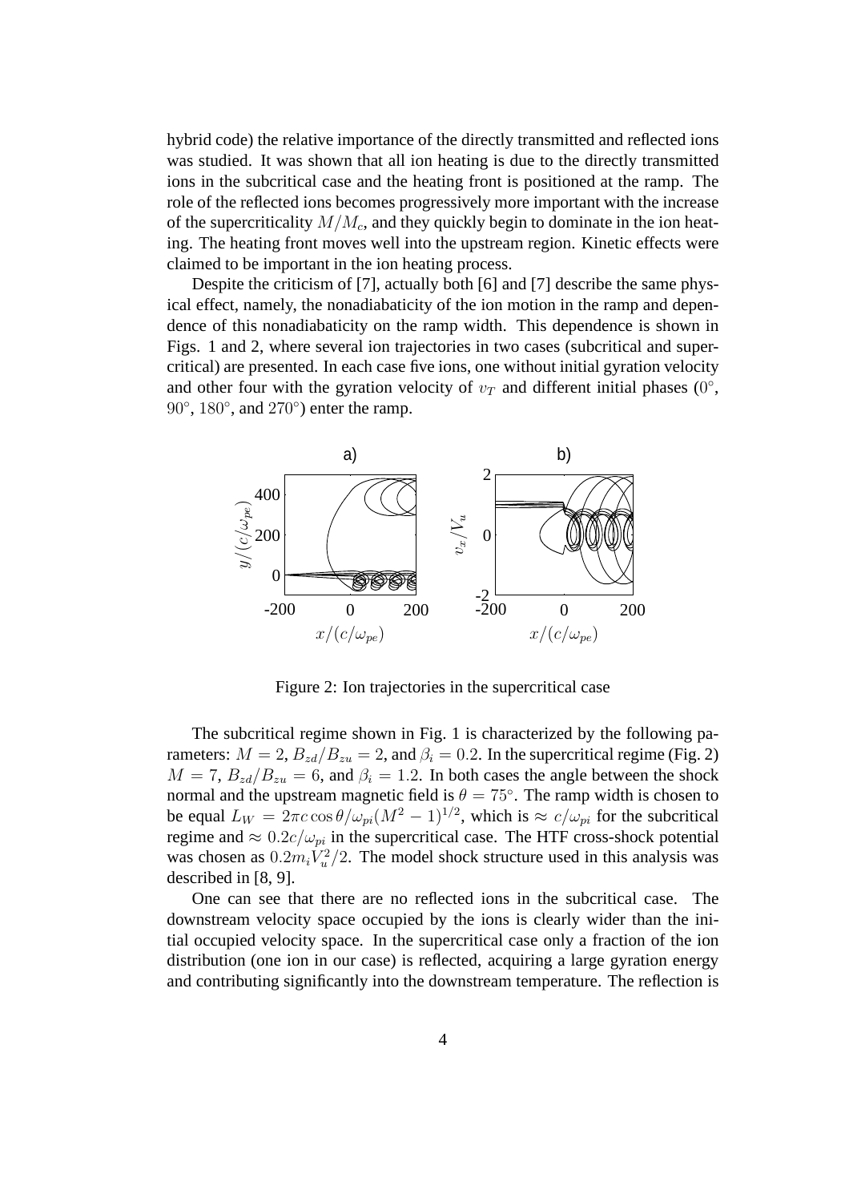hybrid code) the relative importance of the directly transmitted and reflected ions was studied. It was shown that all ion heating is due to the directly transmitted ions in the subcritical case and the heating front is positioned at the ramp. The role of the reflected ions becomes progressively more important with the increase of the supercriticality $M/M_c$, and they quickly begin to dominate in the ion heating. The heating front moves well into the upstream region. Kinetic effects were claimed to be important in the ion heating process.

Despite the criticism of [7], actually both [6] and [7] describe the same physical effect, namely, the nonadiabaticity of the ion motion in the ramp and dependence of this nonadiabaticity on the ramp width. This dependence is shown in Figs. 1 and 2, where several ion trajectories in two cases (subcritical and supercritical) are presented. In each case five ions, one without initial gyration velocity and other four with the gyration velocity of $v_T$ and different initial phases ($0^\circ$, $90^\circ$, $180^\circ$, and $270^\circ$) enter the ramp.

Figure 2: Ion trajectories in the supercritical case

The subcritical regime shown in Fig. 1 is characterized by the following parameters: $M = 2$, $B_{zd}/B_{zu} = 2$, and $\beta_i = 0.2$. In the supercritical regime (Fig. 2) $M = 7$, $B_{zd}/B_{zu} = 6$, and $\beta_i = 1.2$. In both cases the angle between the shock normal and the upstream magnetic field is $\theta = 75^\circ$. The ramp width is chosen to be equal $L_W = 2\pi c \cos\theta/\omega_{pi}(M^2 - 1)^{1/2}$, which is $\approx c/\omega_{pi}$ for the subcritical regime and $\approx 0.2c/\omega_{pi}$ in the supercritical case. The HTF cross-shock potential was chosen as $0.2 m_i V_u^2/2$. The model shock structure used in this analysis was described in [8, 9].

One can see that there are no reflected ions in the subcritical case. The downstream velocity space occupied by the ions is clearly wider than the initial occupied velocity space. In the supercritical case only a fraction of the ion distribution (one ion in our case) is reflected, acquiring a large gyration energy and contributing significantly into the downstream temperature. The reflection is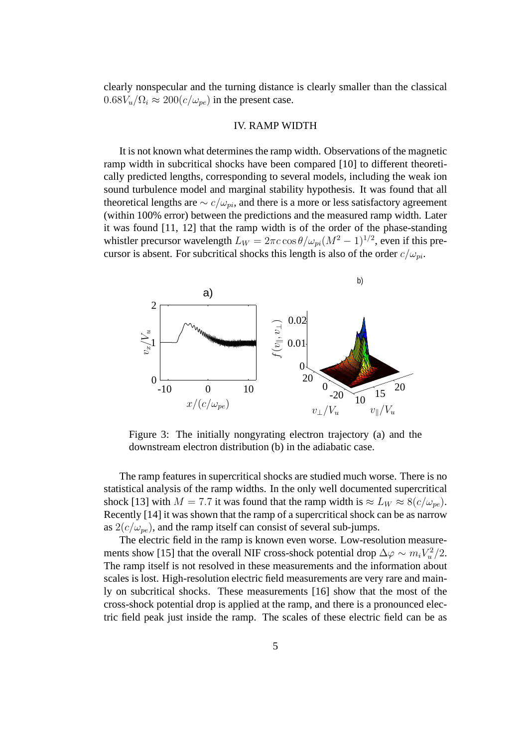clearly nonspecular and the turning distance is clearly smaller than the classical $0.68V_u/\Omega_i \approx 200(c/\omega_{pe})$ in the present case.

## IV. RAMP WIDTH

It is not known what determines the ramp width. Observations of the magnetic ramp width in subcritical shocks have been compared [10] to different theoretically predicted lengths, corresponding to several models, including the weak ion sound turbulence model and marginal stability hypothesis. It was found that all theoretical lengths are $\sim c/\omega_{pi}$, and there is a more or less satisfactory agreement (within 100% error) between the predictions and the measured ramp width. Later it was found [11, 12] that the ramp width is of the order of the phase-standing whistler precursor wavelength $L_W = 2\pi c \cos\theta/\omega_{pi}(M^2-1)^{1/2}$, even if this precursor is absent. For subcritical shocks this length is also of the order $c/\omega_{pi}$.

Figure 3: The initially nongyrating electron trajectory (a) and the downstream electron distribution (b) in the adiabatic case.

The ramp features in supercritical shocks are studied much worse. There is no statistical analysis of the ramp widths. In the only well documented supercritical shock [13] with $M = 7.7$ it was found that the ramp width is $\approx L_W \approx 8(c/\omega_{pe})$. Recently [14] it was shown that the ramp of a supercritical shock can be as narrow as $2(c/\omega_{pe})$, and the ramp itself can consist of several sub-jumps.

The electric field in the ramp is known even worse. Low-resolution measurements show [15] that the overall NIF cross-shock potential drop $\Delta\varphi \sim m_i V_u^2/2$. The ramp itself is not resolved in these measurements and the information about scales is lost. High-resolution electric field measurements are very rare and mainly on subcritical shocks. These measurements [16] show that the most of the cross-shock potential drop is applied at the ramp, and there is a pronounced electric field peak just inside the ramp. The scales of these electric field can be as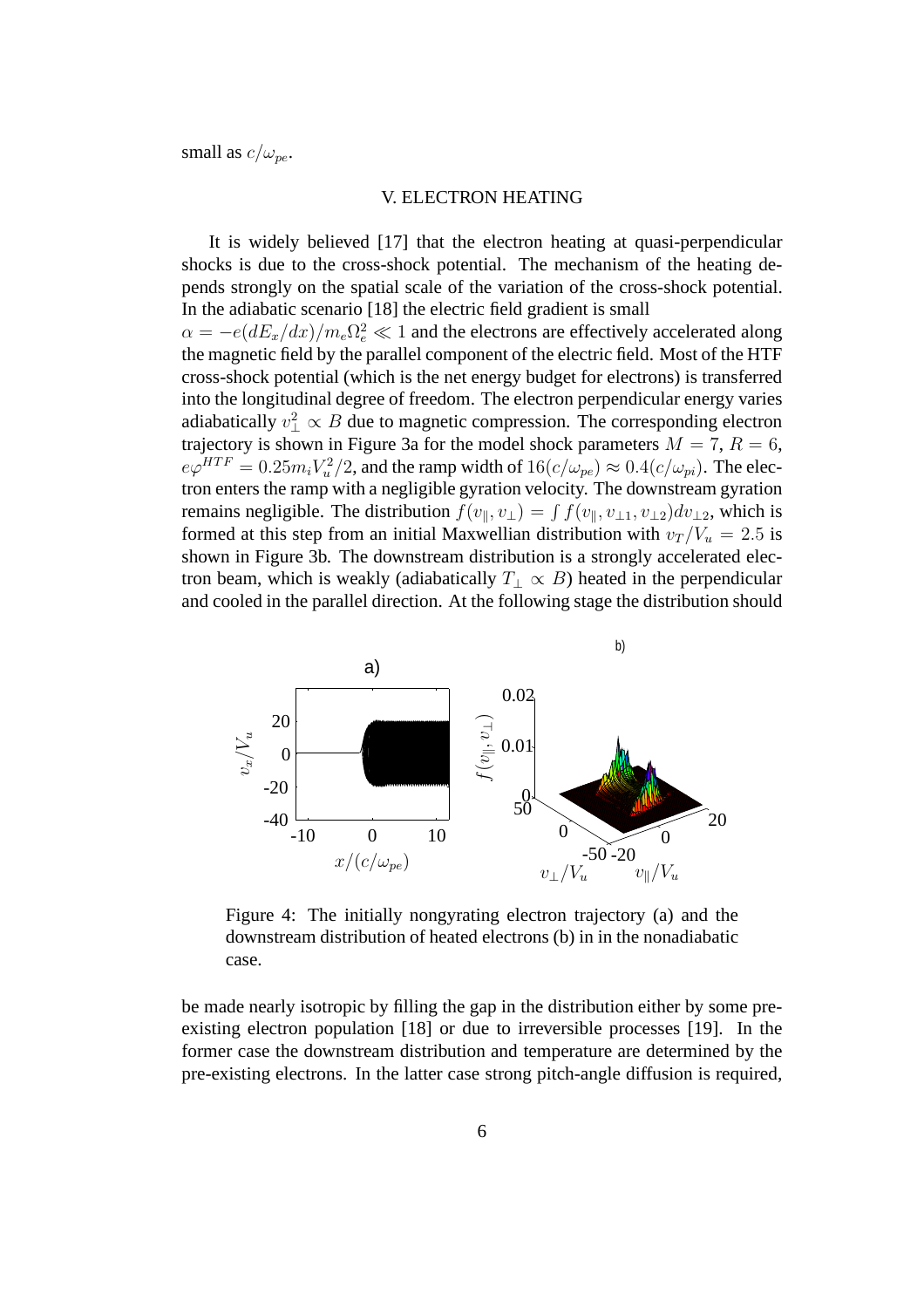small as $c/\omega_{pe}$.

## V. ELECTRON HEATING

It is widely believed [17] that the electron heating at quasi-perpendicular shocks is due to the cross-shock potential. The mechanism of the heating depends strongly on the spatial scale of the variation of the cross-shock potential. In the adiabatic scenario [18] the electric field gradient is small $\alpha = -e(dE_x/dx)/m_e\Omega_e^2 \ll 1$ and the electrons are effectively accelerated along the magnetic field by the parallel component of the electric field. Most of the HTF cross-shock potential (which is the net energy budget for electrons) is transferred into the longitudinal degree of freedom. The electron perpendicular energy varies adiabatically $v_\perp^2 \propto B$ due to magnetic compression. The corresponding electron trajectory is shown in Figure 3a for the model shock parameters $M = 7$, $R = 6$, $e\varphi^{HTF} = 0.25 m_i V_u^2/2$, and the ramp width of $16(c/\omega_{pe}) \approx 0.4(c/\omega_{pi})$. The electron enters the ramp with a negligible gyration velocity. The downstream gyration remains negligible. The distribution $f(v_\parallel, v_\perp) = \int f(v_\parallel, v_{\perp 1}, v_{\perp 2}) dv_{\perp 2}$, which is formed at this step from an initial Maxwellian distribution with $v_T/V_u = 2.5$ is shown in Figure 3b. The downstream distribution is a strongly accelerated electron beam, which is weakly (adiabatically $T_\perp \propto B$) heated in the perpendicular and cooled in the parallel direction. At the following stage the distribution should be made nearly isotropic by filling the gap in the distribution either by some pre-existing electron population [18] or due to irreversible processes [19]. In the former case the downstream distribution and temperature are determined by the pre-existing electrons. In the latter case strong pitch-angle diffusion is required,

Figure 4: The initially nongyrating electron trajectory (a) and the downstream distribution of heated electrons (b) in in the nonadiabatic case.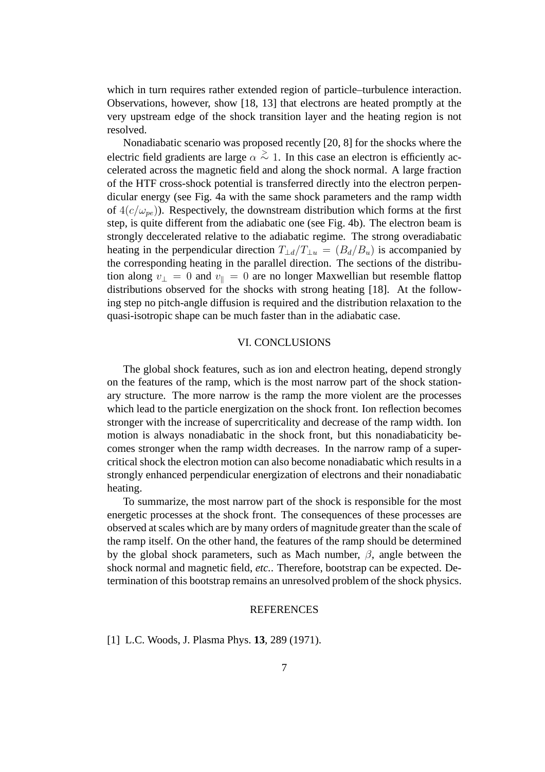which in turn requires rather extended region of particle–turbulence interaction. Observations, however, show [18, 13] that electrons are heated promptly at the very upstream edge of the shock transition layer and the heating region is not resolved.

Nonadiabatic scenario was proposed recently [20, 8] for the shocks where the electric field gradients are large $\alpha \gtrsim 1$. In this case an electron is efficiently accelerated across the magnetic field and along the shock normal. A large fraction of the HTF cross-shock potential is transferred directly into the electron perpendicular energy (see Fig. 4a with the same shock parameters and the ramp width of $4(c/\omega_{pe})$). Respectively, the downstream distribution which forms at the first step, is quite different from the adiabatic one (see Fig. 4b). The electron beam is strongly deccelerated relative to the adiabatic regime. The strong overadiabatic heating in the perpendicular direction $T_{\perp d}/T_{\perp u} = (B_d/B_u)$ is accompanied by the corresponding heating in the parallel direction. The sections of the distribution along $v_\perp = 0$ and $v_\parallel = 0$ are no longer Maxwellian but resemble flattop distributions observed for the shocks with strong heating [18]. At the following step no pitch-angle diffusion is required and the distribution relaxation to the quasi-isotropic shape can be much faster than in the adiabatic case.

## VI. CONCLUSIONS

The global shock features, such as ion and electron heating, depend strongly on the features of the ramp, which is the most narrow part of the shock stationary structure. The more narrow is the ramp the more violent are the processes which lead to the particle energization on the shock front. Ion reflection becomes stronger with the increase of supercriticality and decrease of the ramp width. Ion motion is always nonadiabatic in the shock front, but this nonadiabaticity becomes stronger when the ramp width decreases. In the narrow ramp of a supercritical shock the electron motion can also become nonadiabatic which results in a strongly enhanced perpendicular energization of electrons and their nonadiabatic heating.

To summarize, the most narrow part of the shock is responsible for the most energetic processes at the shock front. The consequences of these processes are observed at scales which are by many orders of magnitude greater than the scale of the ramp itself. On the other hand, the features of the ramp should be determined by the global shock parameters, such as Mach number, $\beta$, angle between the shock normal and magnetic field, *etc.*. Therefore, bootstrap can be expected. Determination of this bootstrap remains an unresolved problem of the shock physics.

## REFERENCES

[1] L.C. Woods, J. Plasma Phys. **13**, 289 (1971).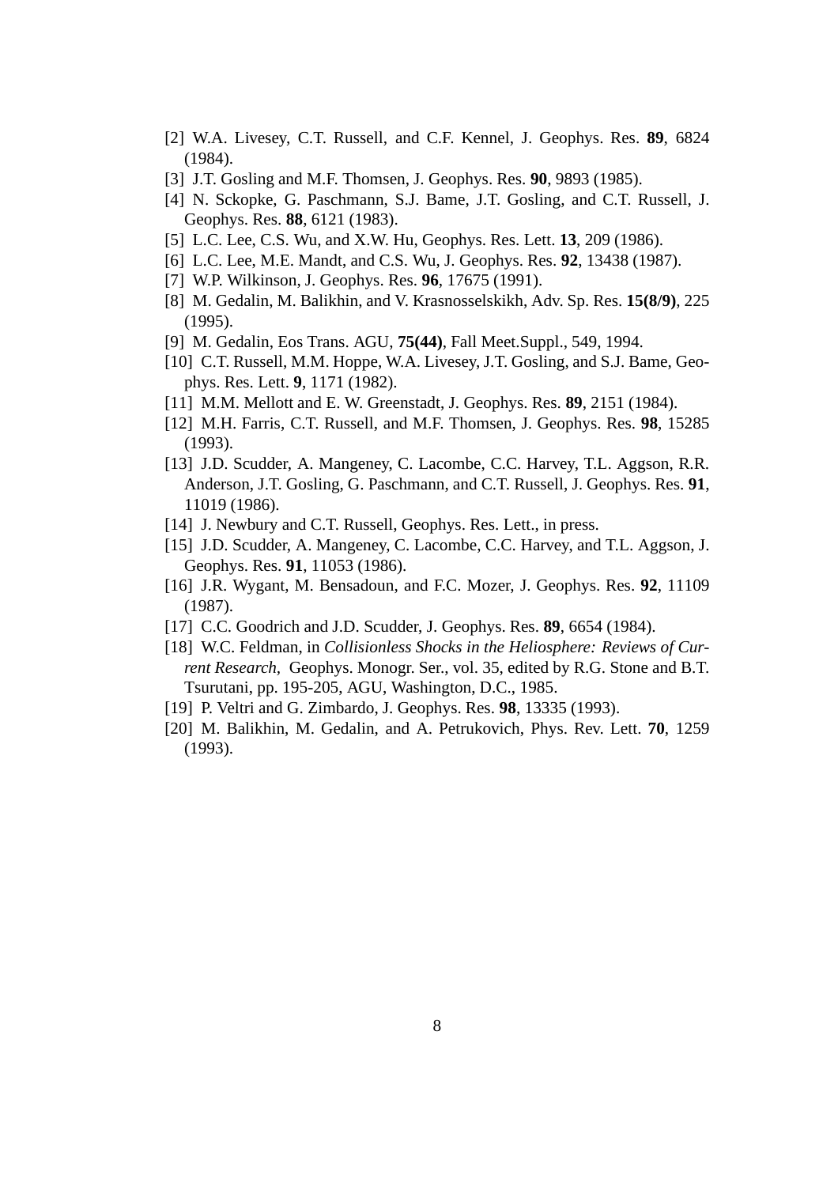[2] W.A. Livesey, C.T. Russell, and C.F. Kennel, J. Geophys. Res. **89**, 6824 (1984).

[3] J.T. Gosling and M.F. Thomsen, J. Geophys. Res. **90**, 9893 (1985).

[4] N. Sckopke, G. Paschmann, S.J. Bame, J.T. Gosling, and C.T. Russell, J. Geophys. Res. **88**, 6121 (1983).

[5] L.C. Lee, C.S. Wu, and X.W. Hu, Geophys. Res. Lett. **13**, 209 (1986).

[6] L.C. Lee, M.E. Mandt, and C.S. Wu, J. Geophys. Res. **92**, 13438 (1987).

[7] W.P. Wilkinson, J. Geophys. Res. **96**, 17675 (1991).

[8] M. Gedalin, M. Balikhin, and V. Krasnosselskikh, Adv. Sp. Res. **15(8/9)**, 225 (1995).

[9] M. Gedalin, Eos Trans. AGU, **75(44)**, Fall Meet.Suppl., 549, 1994.

[10] C.T. Russell, M.M. Hoppe, W.A. Livesey, J.T. Gosling, and S.J. Bame, Geophys. Res. Lett. **9**, 1171 (1982).

[11] M.M. Mellott and E. W. Greenstadt, J. Geophys. Res. **89**, 2151 (1984).

[12] M.H. Farris, C.T. Russell, and M.F. Thomsen, J. Geophys. Res. **98**, 15285 (1993).

[13] J.D. Scudder, A. Mangeney, C. Lacombe, C.C. Harvey, T.L. Aggson, R.R. Anderson, J.T. Gosling, G. Paschmann, and C.T. Russell, J. Geophys. Res. **91**, 11019 (1986).

[14] J. Newbury and C.T. Russell, Geophys. Res. Lett., in press.

[15] J.D. Scudder, A. Mangeney, C. Lacombe, C.C. Harvey, and T.L. Aggson, J. Geophys. Res. **91**, 11053 (1986).

[16] J.R. Wygant, M. Bensadoun, and F.C. Mozer, J. Geophys. Res. **92**, 11109 (1987).

[17] C.C. Goodrich and J.D. Scudder, J. Geophys. Res. **89**, 6654 (1984).

[18] W.C. Feldman, in *Collisionless Shocks in the Heliosphere: Reviews of Current Research*, Geophys. Monogr. Ser., vol. 35, edited by R.G. Stone and B.T. Tsurutani, pp. 195-205, AGU, Washington, D.C., 1985.

[19] P. Veltri and G. Zimbardo, J. Geophys. Res. **98**, 13335 (1993).

[20] M. Balikhin, M. Gedalin, and A. Petrukovich, Phys. Rev. Lett. **70**, 1259 (1993).